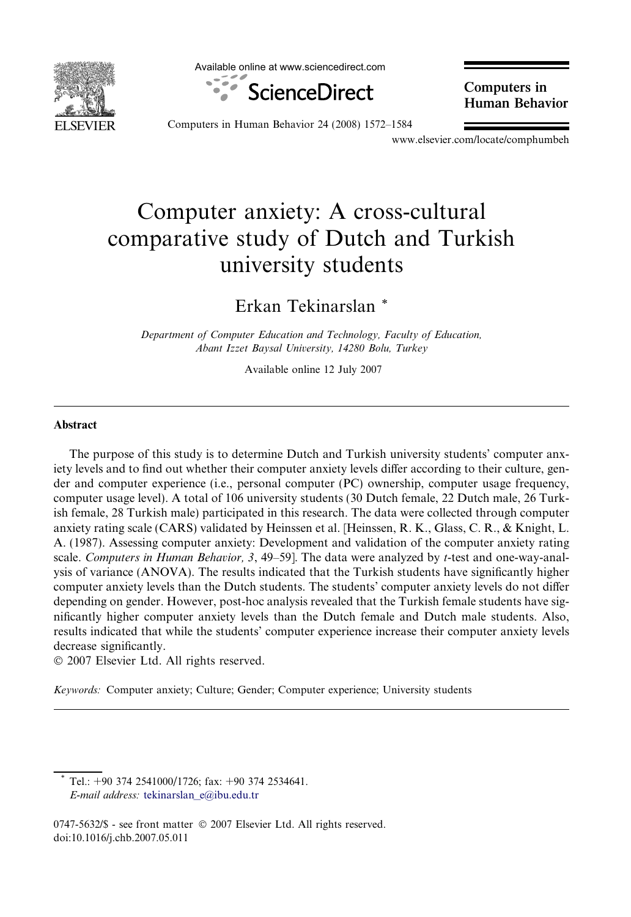# Computer anxiety: A cross-cultural comparative study of Dutch and Turkish university students

Erkan Tekinarslan *

*Department of Computer Education and Technology, Faculty of Education, Abant Izzet Baysal University, 14280 Bolu, Turkey*

Available online 12 July 2007

## Abstract

The purpose of this study is to determine Dutch and Turkish university students' computer anxiety levels and to find out whether their computer anxiety levels differ according to their culture, gender and computer experience (i.e., personal computer (PC) ownership, computer usage frequency, computer usage level). A total of 106 university students (30 Dutch female, 22 Dutch male, 26 Turkish female, 28 Turkish male) participated in this research. The data were collected through computer anxiety rating scale (CARS) validated by Heinssen et al. [Heinssen, R. K., Glass, C. R., & Knight, L. A. (1987). Assessing computer anxiety: Development and validation of the computer anxiety rating scale. *Computers in Human Behavior, 3*, 49–59]. The data were analyzed by *t*-test and one-way-analysis of variance (ANOVA). The results indicated that the Turkish students have significantly higher computer anxiety levels than the Dutch students. The students' computer anxiety levels do not differ depending on gender. However, post-hoc analysis revealed that the Turkish female students have significantly higher computer anxiety levels than the Dutch female and Dutch male students. Also, results indicated that while the students' computer experience increase their computer anxiety levels decrease significantly.

© 2007 Elsevier Ltd. All rights reserved.

*Keywords:* Computer anxiety; Culture; Gender; Computer experience; University students

---

* Tel.: +90 374 2541000/1726; fax: +90 374 2534641.
*E-mail address:* tekinarslan_e@ibu.edu.tr

0747-5632/$ - see front matter © 2007 Elsevier Ltd. All rights reserved.
doi:10.1016/j.chb.2007.05.011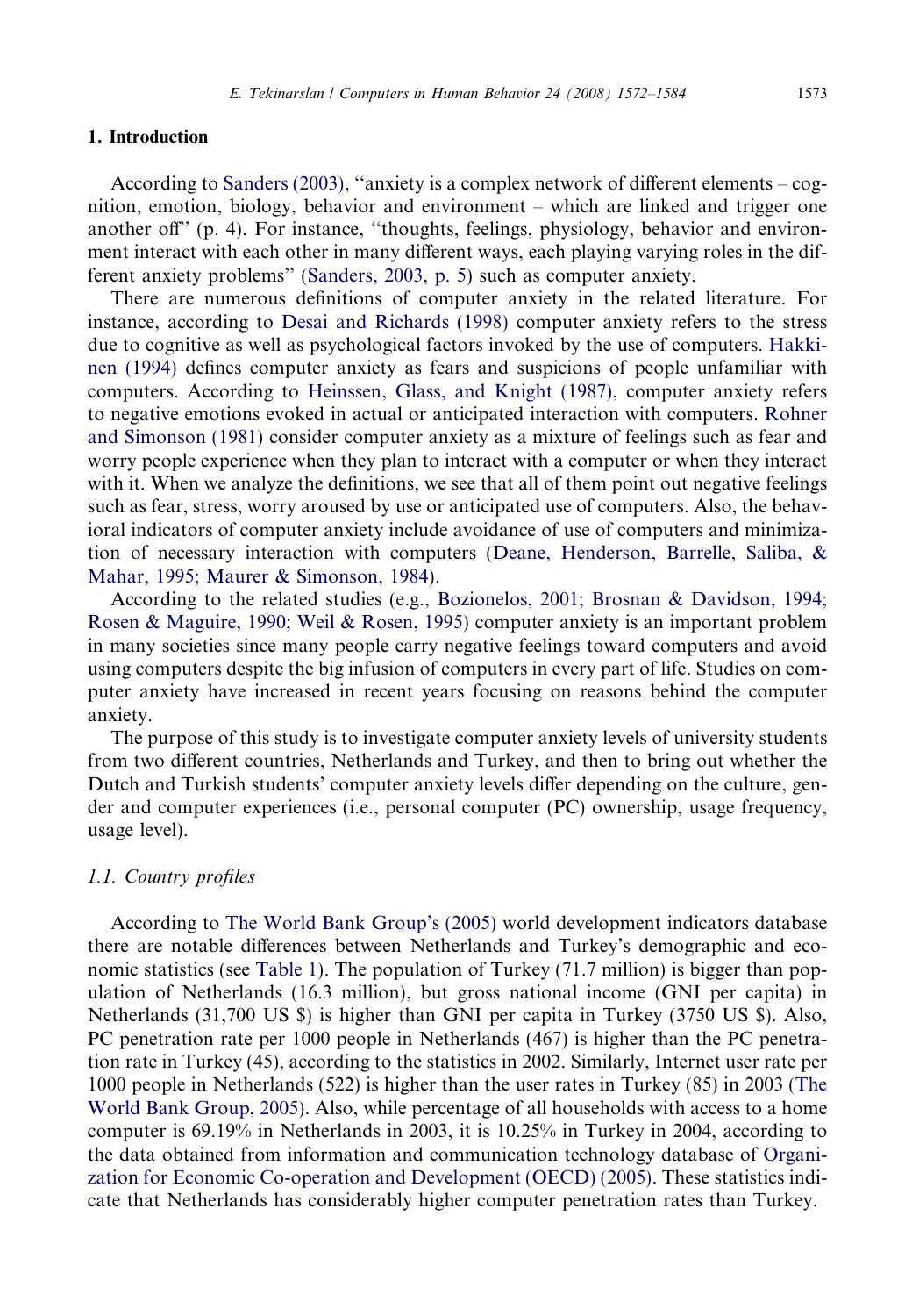## 1. Introduction

According to Sanders (2003), "anxiety is a complex network of different elements – cognition, emotion, biology, behavior and environment – which are linked and trigger one another off" (p. 4). For instance, "thoughts, feelings, physiology, behavior and environment interact with each other in many different ways, each playing varying roles in the different anxiety problems" (Sanders, 2003, p. 5) such as computer anxiety.

There are numerous definitions of computer anxiety in the related literature. For instance, according to Desai and Richards (1998) computer anxiety refers to the stress due to cognitive as well as psychological factors invoked by the use of computers. Hakkinen (1994) defines computer anxiety as fears and suspicions of people unfamiliar with computers. According to Heinssen, Glass, and Knight (1987), computer anxiety refers to negative emotions evoked in actual or anticipated interaction with computers. Rohner and Simonson (1981) consider computer anxiety as a mixture of feelings such as fear and worry people experience when they plan to interact with a computer or when they interact with it. When we analyze the definitions, we see that all of them point out negative feelings such as fear, stress, worry aroused by use or anticipated use of computers. Also, the behavioral indicators of computer anxiety include avoidance of use of computers and minimization of necessary interaction with computers (Deane, Henderson, Barrelle, Saliba, & Mahar, 1995; Maurer & Simonson, 1984).

According to the related studies (e.g., Bozionelos, 2001; Brosnan & Davidson, 1994; Rosen & Maguire, 1990; Weil & Rosen, 1995) computer anxiety is an important problem in many societies since many people carry negative feelings toward computers and avoid using computers despite the big infusion of computers in every part of life. Studies on computer anxiety have increased in recent years focusing on reasons behind the computer anxiety.

The purpose of this study is to investigate computer anxiety levels of university students from two different countries, Netherlands and Turkey, and then to bring out whether the Dutch and Turkish students' computer anxiety levels differ depending on the culture, gender and computer experiences (i.e., personal computer (PC) ownership, usage frequency, usage level).

### 1.1. Country profiles

According to The World Bank Group's (2005) world development indicators database there are notable differences between Netherlands and Turkey's demographic and economic statistics (see Table 1). The population of Turkey (71.7 million) is bigger than population of Netherlands (16.3 million), but gross national income (GNI per capita) in Netherlands (31,700 US \$) is higher than GNI per capita in Turkey (3750 US \$). Also, PC penetration rate per 1000 people in Netherlands (467) is higher than the PC penetration rate in Turkey (45), according to the statistics in 2002. Similarly, Internet user rate per 1000 people in Netherlands (522) is higher than the user rates in Turkey (85) in 2003 (The World Bank Group, 2005). Also, while percentage of all households with access to a home computer is 69.19% in Netherlands in 2003, it is 10.25% in Turkey in 2004, according to the data obtained from information and communication technology database of Organization for Economic Co-operation and Development (OECD) (2005). These statistics indicate that Netherlands has considerably higher computer penetration rates than Turkey.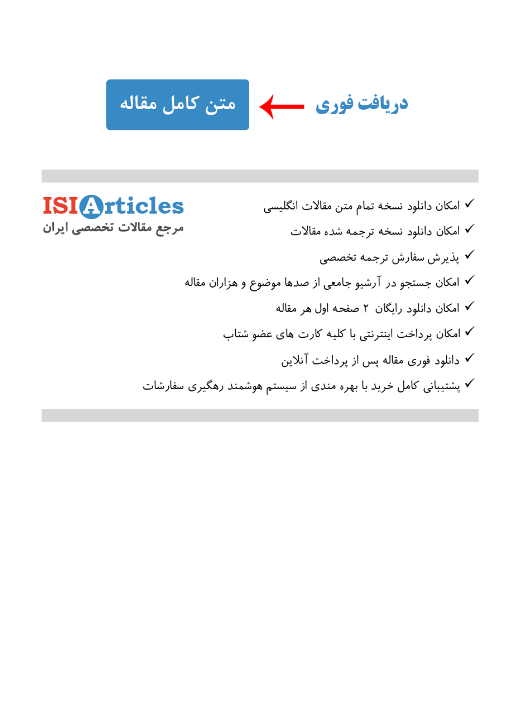دریافت فوری ← **متن کامل مقاله**

**ISIArticles**
مرجع مقالات تخصصی ایران

- ✓ امکان دانلود نسخه تمام متن مقالات انگلیسی
- ✓ امکان دانلود نسخه ترجمه شده مقالات
- ✓ پذیرش سفارش ترجمه تخصصی
- ✓ امکان جستجو در آرشیو جامعی از صدها موضوع و هزاران مقاله
- ✓ امکان دانلود رایگان ۲ صفحه اول هر مقاله
- ✓ امکان پرداخت اینترنتی با کلیه کارت های عضو شتاب
- ✓ دانلود فوری مقاله پس از پرداخت آنلاین
- ✓ پشتیبانی کامل خرید با بهره مندی از سیستم هوشمند رهگیری سفارشات